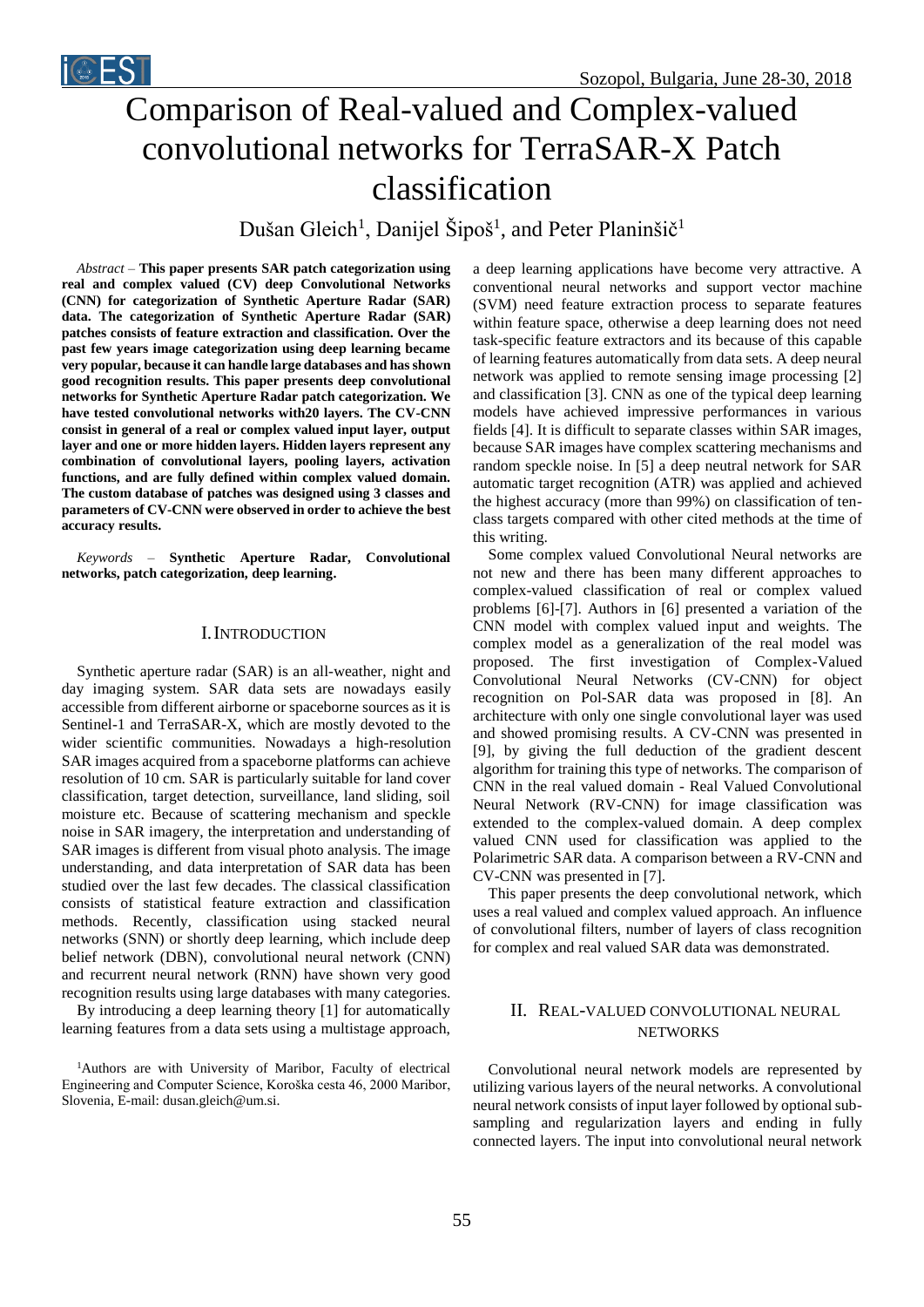# Comparison of Real-valued and Complex-valued convolutional networks for TerraSAR-X Patch classification

Dušan Gleich[1], Danijel Šipoš[1], and Peter Planinšič[1]

*Abstract* – **This paper presents SAR patch categorization using real and complex valued (CV) deep Convolutional Networks (CNN) for categorization of Synthetic Aperture Radar (SAR) data. The categorization of Synthetic Aperture Radar (SAR) patches consists of feature extraction and classification. Over the past few years image categorization using deep learning became very popular, because it can handle large databases and has shown good recognition results. This paper presents deep convolutional networks for Synthetic Aperture Radar patch categorization. We have tested convolutional networks with20 layers. The CV-CNN consist in general of a real or complex valued input layer, output layer and one or more hidden layers. Hidden layers represent any combination of convolutional layers, pooling layers, activation functions, and are fully defined within complex valued domain. The custom database of patches was designed using 3 classes and parameters of CV-CNN were observed in order to achieve the best accuracy results.**

*Keywords* – **Synthetic Aperture Radar, Convolutional networks, patch categorization, deep learning.**

## I. Introduction

Synthetic aperture radar (SAR) is an all-weather, night and day imaging system. SAR data sets are nowadays easily accessible from different airborne or spaceborne sources as it is Sentinel-1 and TerraSAR-X, which are mostly devoted to the wider scientific communities. Nowadays a high-resolution SAR images acquired from a spaceborne platforms can achieve resolution of 10 cm. SAR is particularly suitable for land cover classification, target detection, surveillance, land sliding, soil moisture etc. Because of scattering mechanism and speckle noise in SAR imagery, the interpretation and understanding of SAR images is different from visual photo analysis. The image understanding, and data interpretation of SAR data has been studied over the last few decades. The classical classification consists of statistical feature extraction and classification methods. Recently, classification using stacked neural networks (SNN) or shortly deep learning, which include deep belief network (DBN), convolutional neural network (CNN) and recurrent neural network (RNN) have shown very good recognition results using large databases with many categories.

By introducing a deep learning theory [1] for automatically learning features from a data sets using a multistage approach, a deep learning applications have become very attractive. A conventional neural networks and support vector machine (SVM) need feature extraction process to separate features within feature space, otherwise a deep learning does not need task-specific feature extractors and its because of this capable of learning features automatically from data sets. A deep neural network was applied to remote sensing image processing [2] and classification [3]. CNN as one of the typical deep learning models have achieved impressive performances in various fields [4]. It is difficult to separate classes within SAR images, because SAR images have complex scattering mechanisms and random speckle noise. In [5] a deep neutral network for SAR automatic target recognition (ATR) was applied and achieved the highest accuracy (more than 99%) on classification of ten-class targets compared with other cited methods at the time of this writing.

Some complex valued Convolutional Neural networks are not new and there has been many different approaches to complex-valued classification of real or complex valued problems [6]-[7]. Authors in [6] presented a variation of the CNN model with complex valued input and weights. The complex model as a generalization of the real model was proposed. The first investigation of Complex-Valued Convolutional Neural Networks (CV-CNN) for object recognition on Pol-SAR data was proposed in [8]. An architecture with only one single convolutional layer was used and showed promising results. A CV-CNN was presented in [9], by giving the full deduction of the gradient descent algorithm for training this type of networks. The comparison of CNN in the real valued domain - Real Valued Convolutional Neural Network (RV-CNN) for image classification was extended to the complex-valued domain. A deep complex valued CNN used for classification was applied to the Polarimetric SAR data. A comparison between a RV-CNN and CV-CNN was presented in [7].

This paper presents the deep convolutional network, which uses a real valued and complex valued approach. An influence of convolutional filters, number of layers of class recognition for complex and real valued SAR data was demonstrated.

## II. Real-valued Convolutional Neural Networks

Convolutional neural network models are represented by utilizing various layers of the neural networks. A convolutional neural network consists of input layer followed by optional sub-sampling and regularization layers and ending in fully connected layers. The input into convolutional neural network

[1]Authors are with University of Maribor, Faculty of electrical Engineering and Computer Science, Koroška cesta 46, 2000 Maribor, Slovenia, E-mail: dusan.gleich@um.si.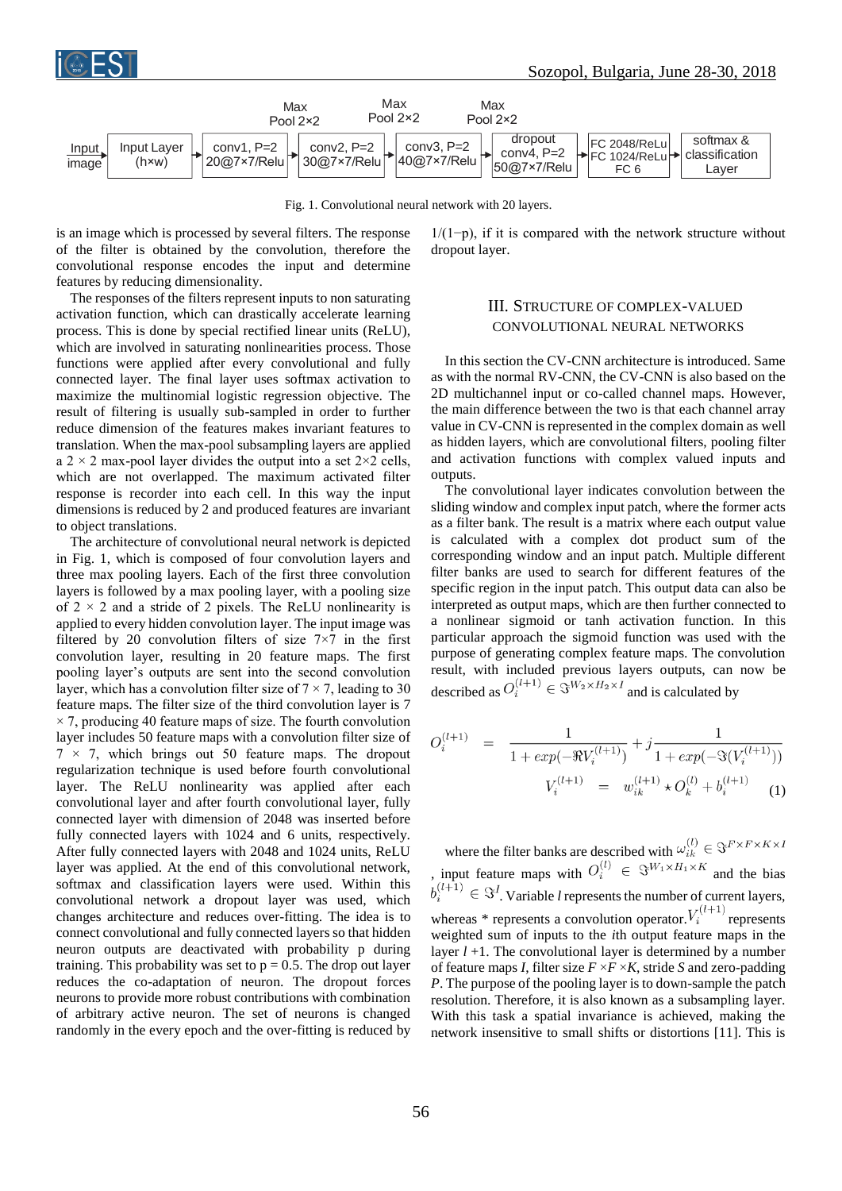Max Pool 2×2

Max Pool 2×2

Max Pool 2×2

Input image

Input Layer (h×w)

conv1, P=2 20@7×7/Relu

conv2, P=2 30@7×7/Relu

conv3, P=2 40@7×7/Relu

dropout conv4, P=2 50@7×7/Relu

FC 2048/ReLu FC 1024/ReLu FC 6

softmax & classification Layer

Fig. 1. Convolutional neural network with 20 layers.

is an image which is processed by several filters. The response of the filter is obtained by the convolution, therefore the convolutional response encodes the input and determine features by reducing dimensionality.

The responses of the filters represent inputs to non saturating activation function, which can drastically accelerate learning process. This is done by special rectified linear units (ReLU), which are involved in saturating nonlinearities process. Those functions were applied after every convolutional and fully connected layer. The final layer uses softmax activation to maximize the multinomial logistic regression objective. The result of filtering is usually sub-sampled in order to further reduce dimension of the features makes invariant features to translation. When the max-pool subsampling layers are applied a 2 × 2 max-pool layer divides the output into a set 2×2 cells, which are not overlapped. The maximum activated filter response is recorder into each cell. In this way the input dimensions is reduced by 2 and produced features are invariant to object translations.

The architecture of convolutional neural network is depicted in Fig. 1, which is composed of four convolution layers and three max pooling layers. Each of the first three convolution layers is followed by a max pooling layer, with a pooling size of 2 × 2 and a stride of 2 pixels. The ReLU nonlinearity is applied to every hidden convolution layer. The input image was filtered by 20 convolution filters of size 7×7 in the first convolution layer, resulting in 20 feature maps. The first pooling layer's outputs are sent into the second convolution layer, which has a convolution filter size of 7 × 7, leading to 30 feature maps. The filter size of the third convolution layer is 7 × 7, producing 40 feature maps of size. The fourth convolution layer includes 50 feature maps with a convolution filter size of 7 × 7, which brings out 50 feature maps. The dropout regularization technique is used before fourth convolutional layer. The ReLU nonlinearity was applied after each convolutional layer and after fourth convolutional layer, fully connected layer with dimension of 2048 was inserted before fully connected layers with 1024 and 6 units, respectively. After fully connected layers with 2048 and 1024 units, ReLU layer was applied. At the end of this convolutional network, softmax and classification layers were used. Within this convolutional network a dropout layer was used, which changes architecture and reduces over-fitting. The idea is to connect convolutional and fully connected layers so that hidden neuron outputs are deactivated with probability p during training. This probability was set to p = 0.5. The drop out layer reduces the co-adaptation of neuron. The dropout forces neurons to provide more robust contributions with combination of arbitrary active neuron. The set of neurons is changed randomly in the every epoch and the over-fitting is reduced by $1/(1-p)$, if it is compared with the network structure without dropout layer.

## III. Structure of Complex-Valued Convolutional Neural Networks

In this section the CV-CNN architecture is introduced. Same as with the normal RV-CNN, the CV-CNN is also based on the 2D multichannel input or co-called channel maps. However, the main difference between the two is that each channel array value in CV-CNN is represented in the complex domain as well as hidden layers, which are convolutional filters, pooling filter and activation functions with complex valued inputs and outputs.

The convolutional layer indicates convolution between the sliding window and complex input patch, where the former acts as a filter bank. The result is a matrix where each output value is calculated with a complex dot product sum of the corresponding window and an input patch. Multiple different filter banks are used to search for different features of the specific region in the input patch. This output data can also be interpreted as output maps, which are then further connected to a nonlinear sigmoid or tanh activation function. In this particular approach the sigmoid function was used with the purpose of generating complex feature maps. The convolution result, with included previous layers outputs, can now be described as $O_i^{(l+1)} \in \Im^{W_2 \times H_2 \times I}$ and is calculated by

$$
\begin{aligned}
O_i^{(l+1)} &= \frac{1}{1+exp(-\Re V_i^{(l+1)})} + j\frac{1}{1+exp(-\Im(V_i^{(l+1)}))} \\
V_i^{(l+1)} &= w_{ik}^{(l+1)} \star O_k^{(l)} + b_i^{(l+1)}
\end{aligned}
\tag{1}
$$

where the filter banks are described with $\omega_{ik}^{(l)} \in \Im^{F \times F \times K \times I}$, input feature maps with $O_i^{(l)} \in \Im^{W_1 \times H_1 \times K}$ and the bias $b_i^{(l+1)} \in \Im^{I}$. Variable $l$ represents the number of current layers, whereas * represents a convolution operator. $V_i^{(l+1)}$ represents weighted sum of inputs to the $i$th output feature maps in the layer $l$ +1. The convolutional layer is determined by a number of feature maps $I$, filter size $F \times F \times K$, stride $S$ and zero-padding $P$. The purpose of the pooling layer is to down-sample the patch resolution. Therefore, it is also known as a subsampling layer. With this task a spatial invariance is achieved, making the network insensitive to small shifts or distortions [11]. This is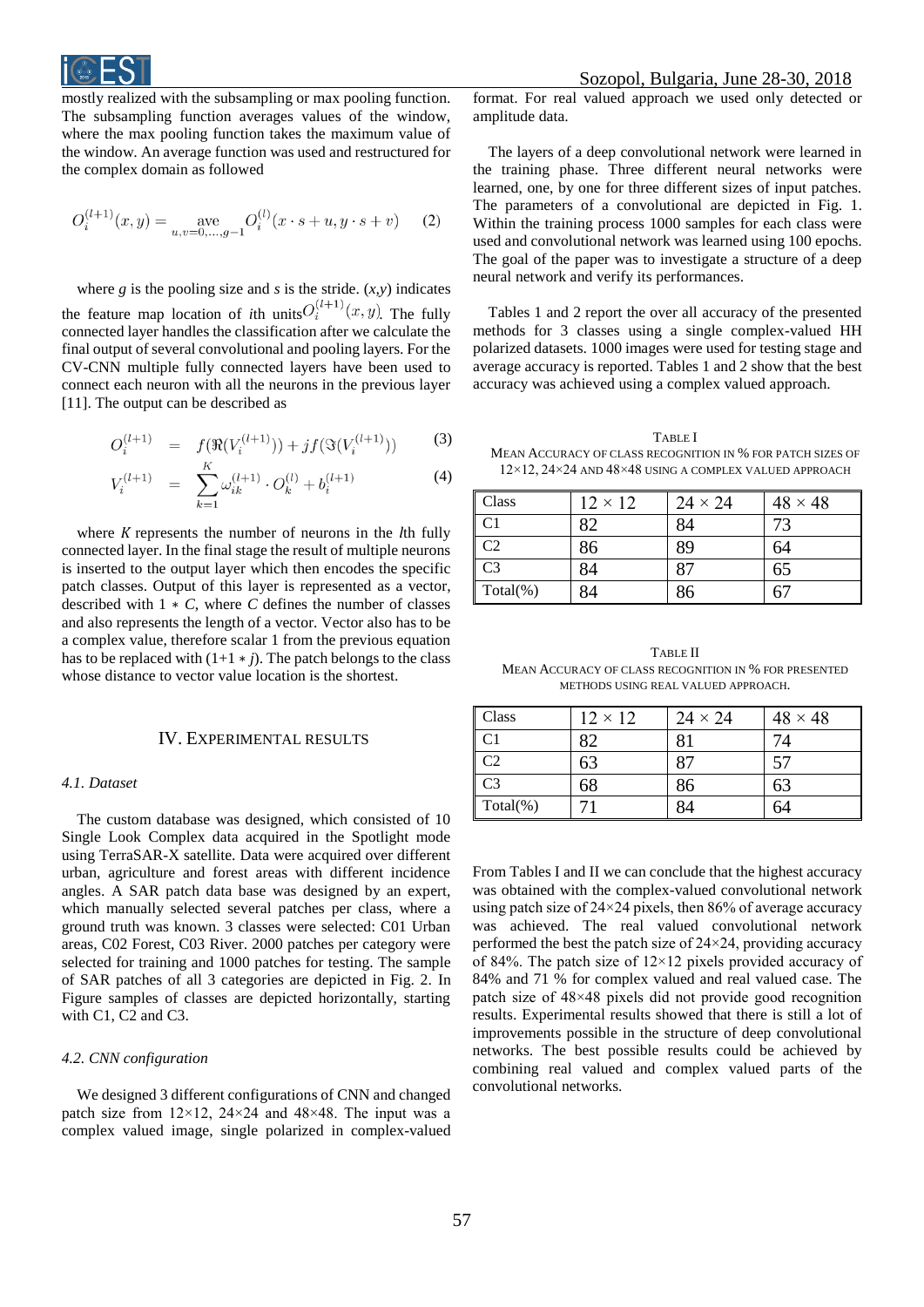mostly realized with the subsampling or max pooling function. The subsampling function averages values of the window, where the max pooling function takes the maximum value of the window. An average function was used and restructured for the complex domain as followed

$$O_i^{(l+1)}(x,y) = \underset{u,v=0,\ldots,g-1}{\text{ave}} O_i^{(l)}(x \cdot s + u, y \cdot s + v) \qquad (2)$$

where $g$ is the pooling size and $s$ is the stride. $(x,y)$ indicates the feature map location of $i$th units $O_i^{(l+1)}(x,y)$. The fully connected layer handles the classification after we calculate the final output of several convolutional and pooling layers. For the CV-CNN multiple fully connected layers have been used to connect each neuron with all the neurons in the previous layer [11]. The output can be described as

$$O_i^{(l+1)} = f(\Re(V_i^{(l+1)})) + jf(\Im(V_i^{(l+1)})) \qquad (3)$$

$$V_i^{(l+1)} = \sum_{k=1}^{K} \omega_{ik}^{(l+1)} \cdot O_k^{(l)} + b_i^{(l+1)} \qquad (4)$$

where $K$ represents the number of neurons in the $l$th fully connected layer. In the final stage the result of multiple neurons is inserted to the output layer which then encodes the specific patch classes. Output of this layer is represented as a vector, described with $1 * C$, where $C$ defines the number of classes and also represents the length of a vector. Vector also has to be a complex value, therefore scalar 1 from the previous equation has to be replaced with $(1+1 * j)$. The patch belongs to the class whose distance to vector value location is the shortest.

## IV. Experimental Results

### *4.1. Dataset*

The custom database was designed, which consisted of 10 Single Look Complex data acquired in the Spotlight mode using TerraSAR-X satellite. Data were acquired over different urban, agriculture and forest areas with different incidence angles. A SAR patch data base was designed by an expert, which manually selected several patches per class, where a ground truth was known. 3 classes were selected: C01 Urban areas, C02 Forest, C03 River. 2000 patches per category were selected for training and 1000 patches for testing. The sample of SAR patches of all 3 categories are depicted in Fig. 2. In Figure samples of classes are depicted horizontally, starting with C1, C2 and C3.

### *4.2. CNN configuration*

We designed 3 different configurations of CNN and changed patch size from 12×12, 24×24 and 48×48. The input was a complex valued image, single polarized in complex-valued format. For real valued approach we used only detected or amplitude data.

The layers of a deep convolutional network were learned in the training phase. Three different neural networks were learned, one, by one for three different sizes of input patches. The parameters of a convolutional are depicted in Fig. 1. Within the training process 1000 samples for each class were used and convolutional network was learned using 100 epochs. The goal of the paper was to investigate a structure of a deep neural network and verify its performances.

Tables 1 and 2 report the over all accuracy of the presented methods for 3 classes using a single complex-valued HH polarized datasets. 1000 images were used for testing stage and average accuracy is reported. Tables 1 and 2 show that the best accuracy was achieved using a complex valued approach.

TABLE I
MEAN ACCURACY OF CLASS RECOGNITION IN % FOR PATCH SIZES OF 12×12, 24×24 AND 48×48 USING A COMPLEX VALUED APPROACH

| Class | 12 × 12 | 24 × 24 | 48 × 48 |
|---|---|---|---|
| C1 | 82 | 84 | 73 |
| C2 | 86 | 89 | 64 |
| C3 | 84 | 87 | 65 |
| Total(%) | 84 | 86 | 67 |

TABLE II
MEAN ACCURACY OF CLASS RECOGNITION IN % FOR PRESENTED METHODS USING REAL VALUED APPROACH.

| Class | 12 × 12 | 24 × 24 | 48 × 48 |
|---|---|---|---|
| C1 | 82 | 81 | 74 |
| C2 | 63 | 87 | 57 |
| C3 | 68 | 86 | 63 |
| Total(%) | 71 | 84 | 64 |

From Tables I and II we can conclude that the highest accuracy was obtained with the complex-valued convolutional network using patch size of 24×24 pixels, then 86% of average accuracy was achieved. The real valued convolutional network performed the best the patch size of 24×24, providing accuracy of 84%. The patch size of 12×12 pixels provided accuracy of 84% and 71 % for complex valued and real valued case. The patch size of 48×48 pixels did not provide good recognition results. Experimental results showed that there is still a lot of improvements possible in the structure of deep convolutional networks. The best possible results could be achieved by combining real valued and complex valued parts of the convolutional networks.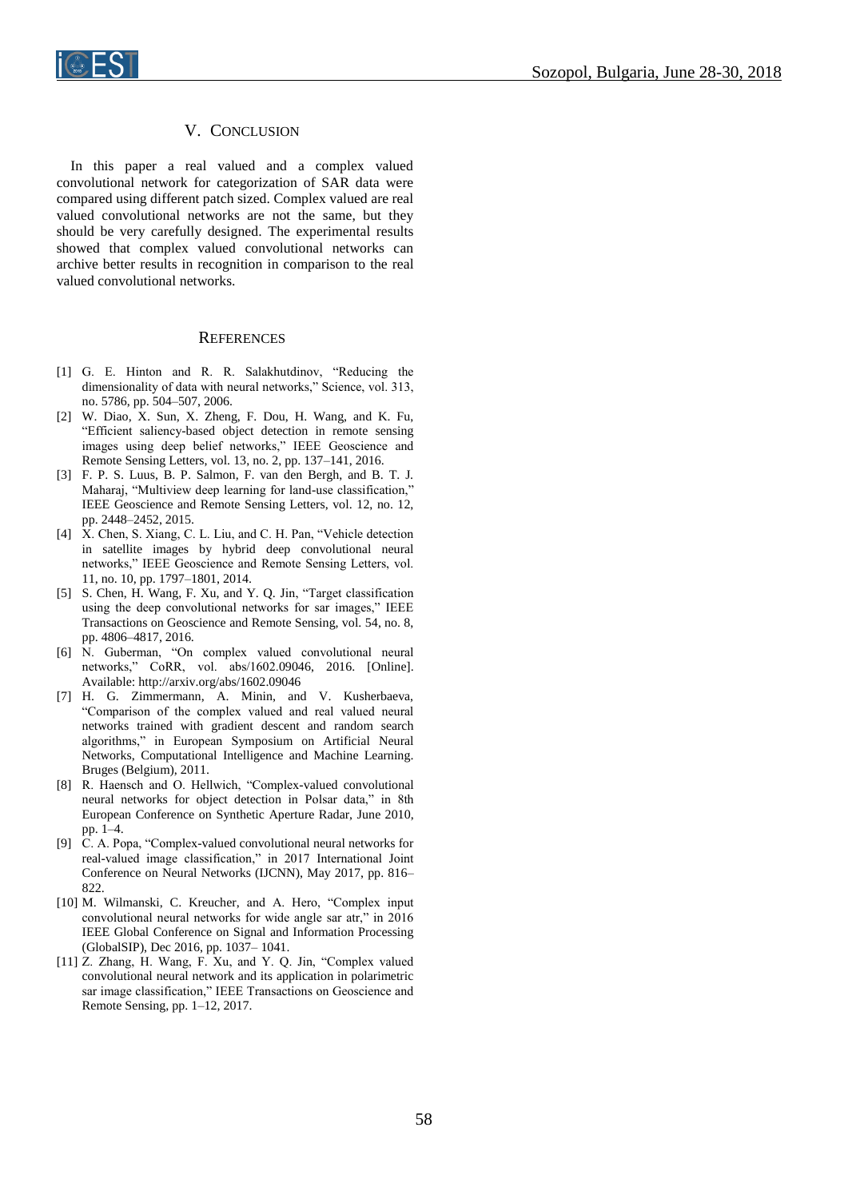## V. Conclusion

In this paper a real valued and a complex valued convolutional network for categorization of SAR data were compared using different patch sized. Complex valued are real valued convolutional networks are not the same, but they should be very carefully designed. The experimental results showed that complex valued convolutional networks can archive better results in recognition in comparison to the real valued convolutional networks.

## References

[1] G. E. Hinton and R. R. Salakhutdinov, "Reducing the dimensionality of data with neural networks," Science, vol. 313, no. 5786, pp. 504–507, 2006.

[2] W. Diao, X. Sun, X. Zheng, F. Dou, H. Wang, and K. Fu, "Efficient saliency-based object detection in remote sensing images using deep belief networks," IEEE Geoscience and Remote Sensing Letters, vol. 13, no. 2, pp. 137–141, 2016.

[3] F. P. S. Luus, B. P. Salmon, F. van den Bergh, and B. T. J. Maharaj, "Multiview deep learning for land-use classification," IEEE Geoscience and Remote Sensing Letters, vol. 12, no. 12, pp. 2448–2452, 2015.

[4] X. Chen, S. Xiang, C. L. Liu, and C. H. Pan, "Vehicle detection in satellite images by hybrid deep convolutional neural networks," IEEE Geoscience and Remote Sensing Letters, vol. 11, no. 10, pp. 1797–1801, 2014.

[5] S. Chen, H. Wang, F. Xu, and Y. Q. Jin, "Target classification using the deep convolutional networks for sar images," IEEE Transactions on Geoscience and Remote Sensing, vol. 54, no. 8, pp. 4806–4817, 2016.

[6] N. Guberman, "On complex valued convolutional neural networks," CoRR, vol. abs/1602.09046, 2016. [Online]. Available: http://arxiv.org/abs/1602.09046

[7] H. G. Zimmermann, A. Minin, and V. Kusherbaeva, "Comparison of the complex valued and real valued neural networks trained with gradient descent and random search algorithms," in European Symposium on Artificial Neural Networks, Computational Intelligence and Machine Learning. Bruges (Belgium), 2011.

[8] R. Haensch and O. Hellwich, "Complex-valued convolutional neural networks for object detection in Polsar data," in 8th European Conference on Synthetic Aperture Radar, June 2010, pp. 1–4.

[9] C. A. Popa, "Complex-valued convolutional neural networks for real-valued image classification," in 2017 International Joint Conference on Neural Networks (IJCNN), May 2017, pp. 816–822.

[10] M. Wilmanski, C. Kreucher, and A. Hero, "Complex input convolutional neural networks for wide angle sar atr," in 2016 IEEE Global Conference on Signal and Information Processing (GlobalSIP), Dec 2016, pp. 1037– 1041.

[11] Z. Zhang, H. Wang, F. Xu, and Y. Q. Jin, "Complex valued convolutional neural network and its application in polarimetric sar image classification," IEEE Transactions on Geoscience and Remote Sensing, pp. 1–12, 2017.